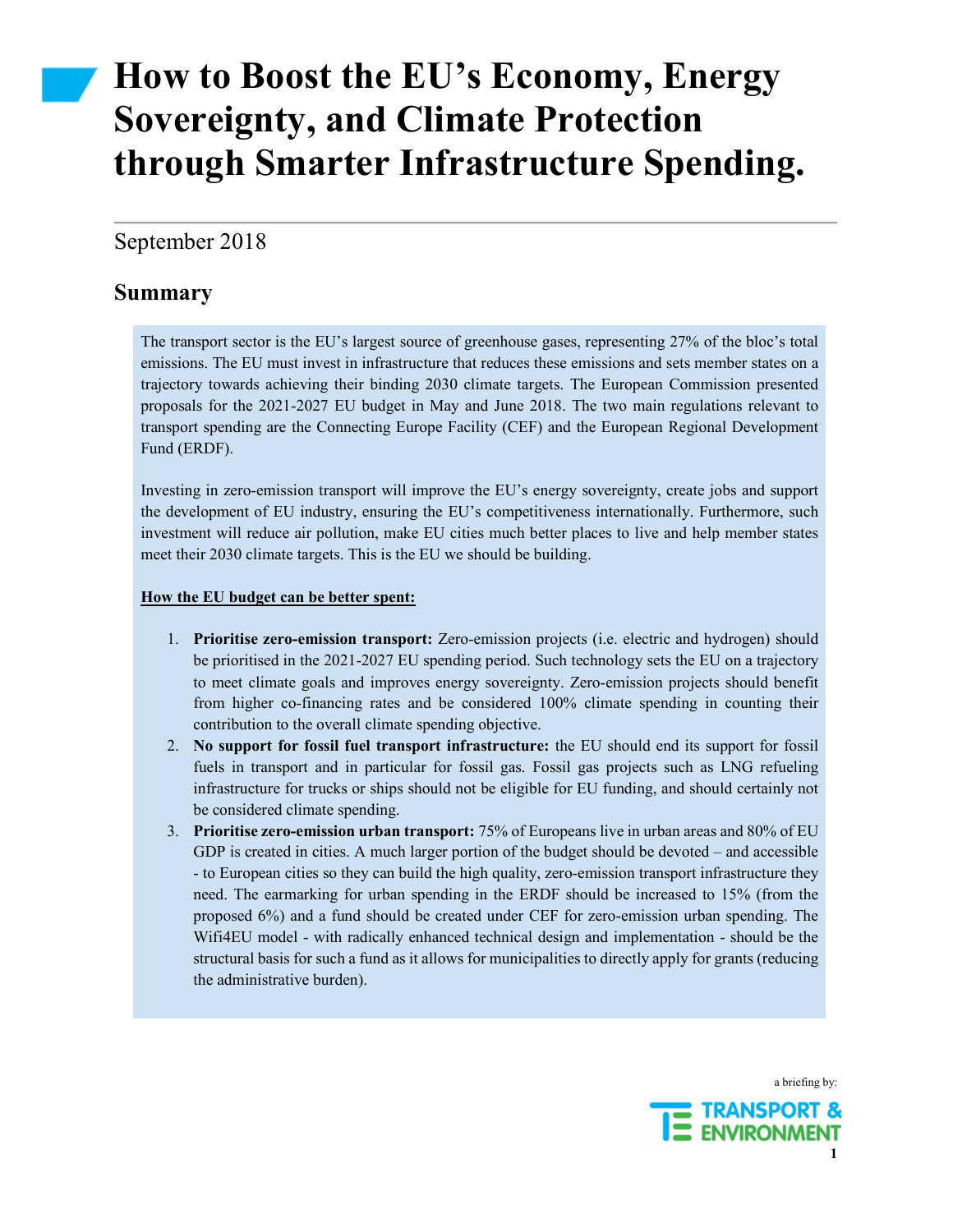# How to Boost the EU's Economy, Energy Sovereignty, and Climate Protection through Smarter Infrastructure Spending.

September 2018

## Summary

The transport sector is the EU's largest source of greenhouse gases, representing 27% of the bloc's total emissions. The EU must invest in infrastructure that reduces these emissions and sets member states on a trajectory towards achieving their binding 2030 climate targets. The European Commission presented proposals for the 2021-2027 EU budget in May and June 2018. The two main regulations relevant to transport spending are the Connecting Europe Facility (CEF) and the European Regional Development Fund (ERDF).

Investing in zero-emission transport will improve the EU's energy sovereignty, create jobs and support the development of EU industry, ensuring the EU's competitiveness internationally. Furthermore, such investment will reduce air pollution, make EU cities much better places to live and help member states meet their 2030 climate targets. This is the EU we should be building.

**How the EU budget can be better spent:**

1. **Prioritise zero-emission transport:** Zero-emission projects (i.e. electric and hydrogen) should be prioritised in the 2021-2027 EU spending period. Such technology sets the EU on a trajectory to meet climate goals and improves energy sovereignty. Zero-emission projects should benefit from higher co-financing rates and be considered 100% climate spending in counting their contribution to the overall climate spending objective.
2. **No support for fossil fuel transport infrastructure:** the EU should end its support for fossil fuels in transport and in particular for fossil gas. Fossil gas projects such as LNG refueling infrastructure for trucks or ships should not be eligible for EU funding, and should certainly not be considered climate spending.
3. **Prioritise zero-emission urban transport:** 75% of Europeans live in urban areas and 80% of EU GDP is created in cities. A much larger portion of the budget should be devoted – and accessible - to European cities so they can build the high quality, zero-emission transport infrastructure they need. The earmarking for urban spending in the ERDF should be increased to 15% (from the proposed 6%) and a fund should be created under CEF for zero-emission urban spending. The Wifi4EU model - with radically enhanced technical design and implementation - should be the structural basis for such a fund as it allows for municipalities to directly apply for grants (reducing the administrative burden).

a briefing by: TRANSPORT & ENVIRONMENT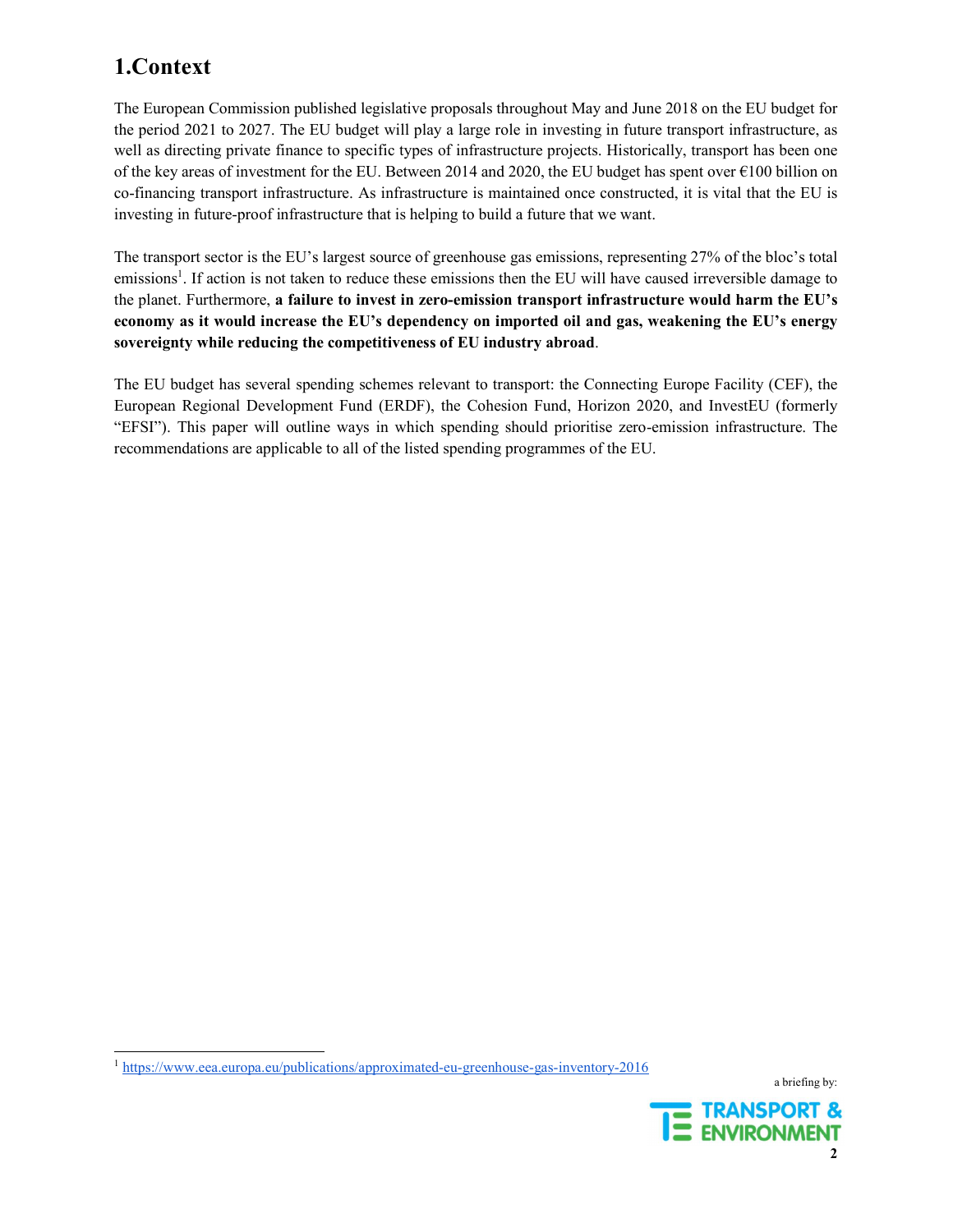# 1.Context

The European Commission published legislative proposals throughout May and June 2018 on the EU budget for the period 2021 to 2027. The EU budget will play a large role in investing in future transport infrastructure, as well as directing private finance to specific types of infrastructure projects. Historically, transport has been one of the key areas of investment for the EU. Between 2014 and 2020, the EU budget has spent over €100 billion on co-financing transport infrastructure. As infrastructure is maintained once constructed, it is vital that the EU is investing in future-proof infrastructure that is helping to build a future that we want.

The transport sector is the EU's largest source of greenhouse gas emissions, representing 27% of the bloc's total emissions[1]. If action is not taken to reduce these emissions then the EU will have caused irreversible damage to the planet. Furthermore, **a failure to invest in zero-emission transport infrastructure would harm the EU's economy as it would increase the EU's dependency on imported oil and gas, weakening the EU's energy sovereignty while reducing the competitiveness of EU industry abroad**.

The EU budget has several spending schemes relevant to transport: the Connecting Europe Facility (CEF), the European Regional Development Fund (ERDF), the Cohesion Fund, Horizon 2020, and InvestEU (formerly "EFSI"). This paper will outline ways in which spending should prioritise zero-emission infrastructure. The recommendations are applicable to all of the listed spending programmes of the EU.

[1] https://www.eea.europa.eu/publications/approximated-eu-greenhouse-gas-inventory-2016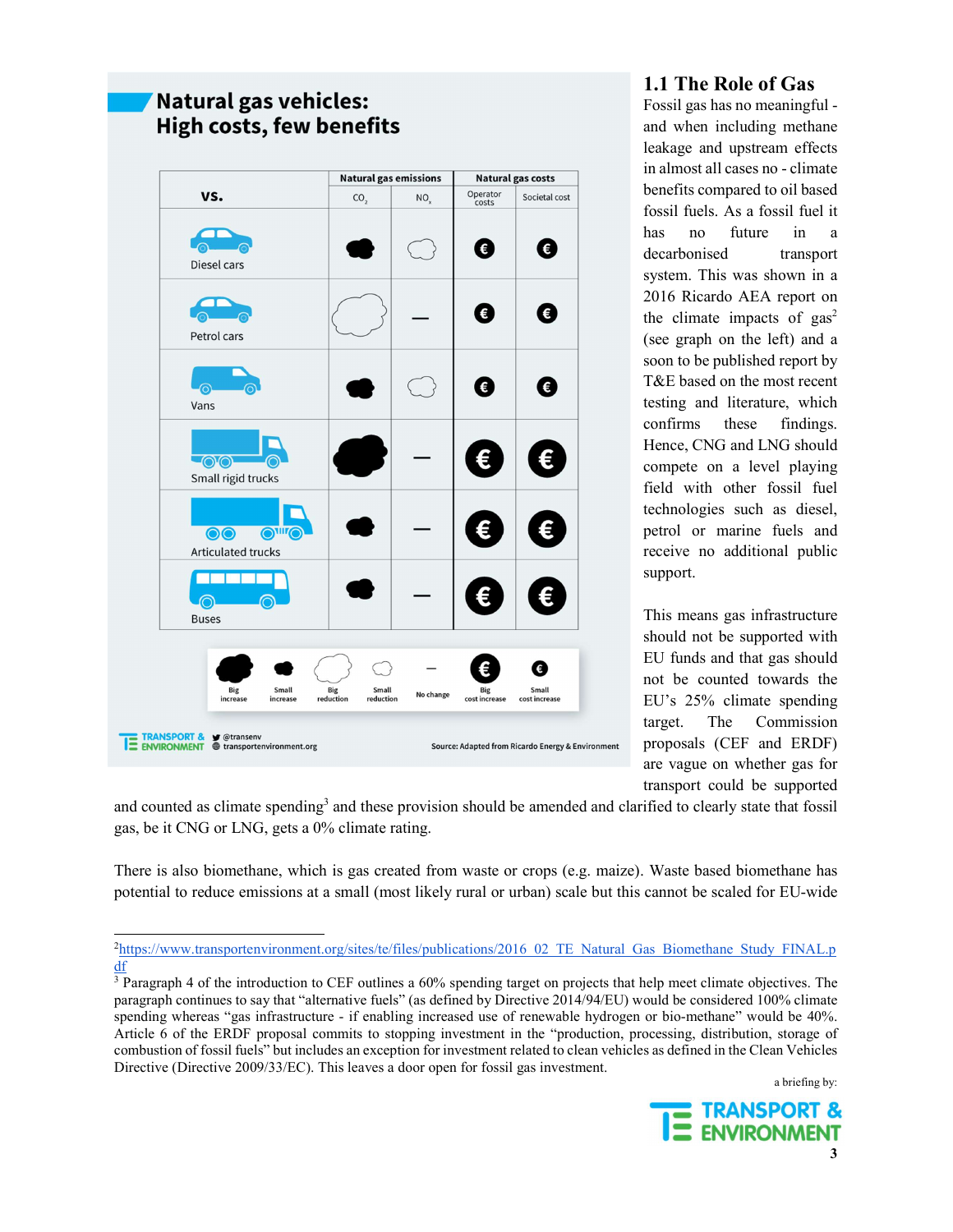Natural gas vehicles:
High costs, few benefits

vs.
Natural gas emissions
$CO_2$
$NO_x$
Natural gas costs
Operator costs
Societal cost
Diesel cars
Petrol cars
Vans
Small rigid trucks
Articulated trucks
Buses

Big increase
Small increase
Big reduction
Small reduction
No change
Big cost increase
Small cost increase

TRANSPORT & ENVIRONMENT
@transenv
transportenvironment.org
Source: Adapted from Ricardo Energy & Environment

## 1.1 The Role of Gas

Fossil gas has no meaningful - and when including methane leakage and upstream effects in almost all cases no - climate benefits compared to oil based fossil fuels. As a fossil fuel it has no future in a decarbonised transport system. This was shown in a 2016 Ricardo AEA report on the climate impacts of gas[2] (see graph on the left) and a soon to be published report by T&E based on the most recent testing and literature, which confirms these findings. Hence, CNG and LNG should compete on a level playing field with other fossil fuel technologies such as diesel, petrol or marine fuels and receive no additional public support.

This means gas infrastructure should not be supported with EU funds and that gas should not be counted towards the EU's 25% climate spending target. The Commission proposals (CEF and ERDF) are vague on whether gas for transport could be supported and counted as climate spending[3] and these provision should be amended and clarified to clearly state that fossil gas, be it CNG or LNG, gets a 0% climate rating.

There is also biomethane, which is gas created from waste or crops (e.g. maize). Waste based biomethane has potential to reduce emissions at a small (most likely rural or urban) scale but this cannot be scaled for EU-wide

[2] https://www.transportenvironment.org/sites/te/files/publications/2016_02_TE_Natural_Gas_Biomethane_Study_FINAL.pdf

[3] Paragraph 4 of the introduction to CEF outlines a 60% spending target on projects that help meet climate objectives. The paragraph continues to say that "alternative fuels" (as defined by Directive 2014/94/EU) would be considered 100% climate spending whereas "gas infrastructure - if enabling increased use of renewable hydrogen or bio-methane" would be 40%. Article 6 of the ERDF proposal commits to stopping investment in the "production, processing, distribution, storage of combustion of fossil fuels" but includes an exception for investment related to clean vehicles as defined in the Clean Vehicles Directive (Directive 2009/33/EC). This leaves a door open for fossil gas investment.

a briefing by: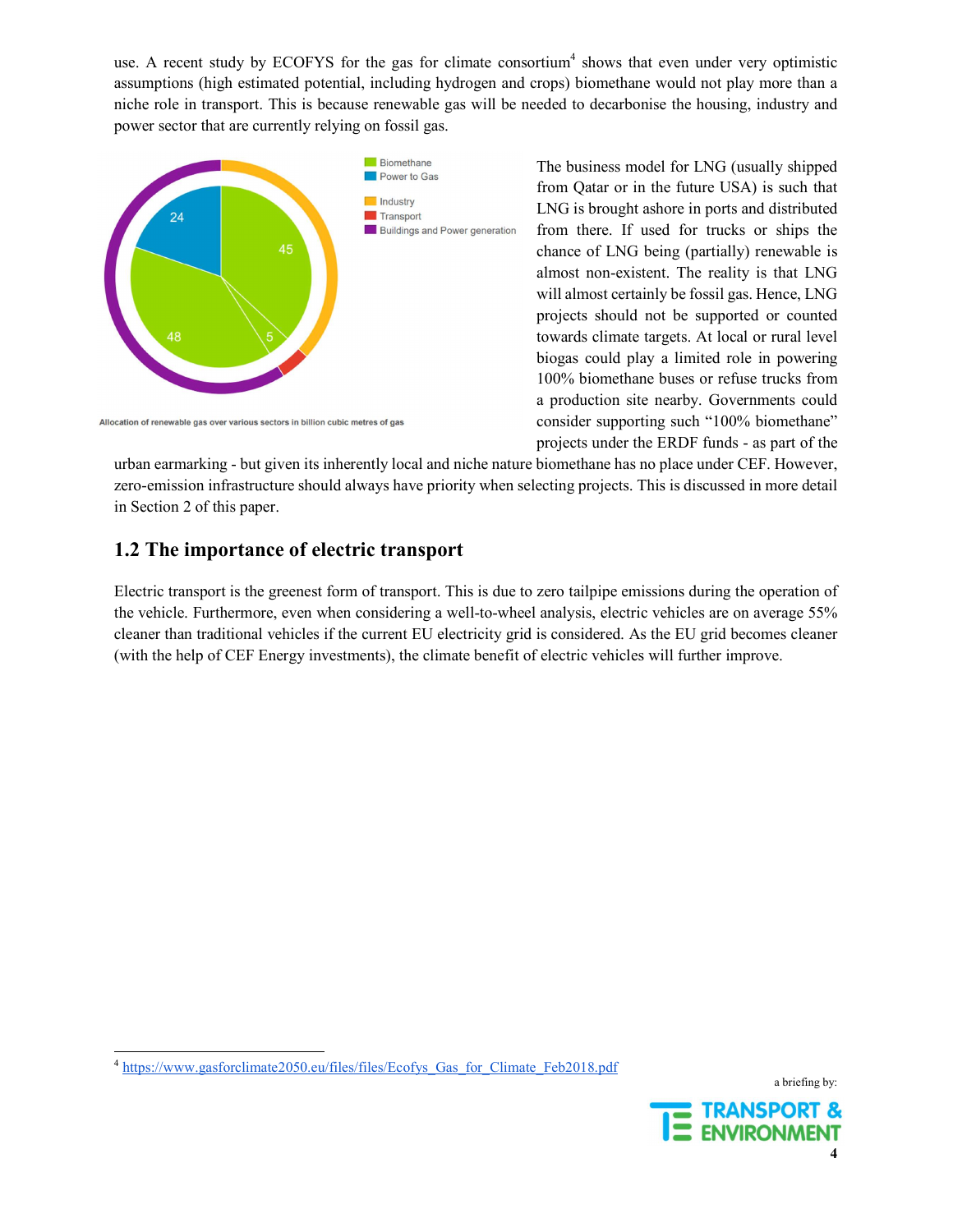use. A recent study by ECOFYS for the gas for climate consortium[4] shows that even under very optimistic assumptions (high estimated potential, including hydrogen and crops) biomethane would not play more than a niche role in transport. This is because renewable gas will be needed to decarbonise the housing, industry and power sector that are currently relying on fossil gas.

Biomethane
Power to Gas
Industry
Transport
Buildings and Power generation

24
45
48
5

Allocation of renewable gas over various sectors in billion cubic metres of gas

The business model for LNG (usually shipped from Qatar or in the future USA) is such that LNG is brought ashore in ports and distributed from there. If used for trucks or ships the chance of LNG being (partially) renewable is almost non-existent. The reality is that LNG will almost certainly be fossil gas. Hence, LNG projects should not be supported or counted towards climate targets. At local or rural level biogas could play a limited role in powering 100% biomethane buses or refuse trucks from a production site nearby. Governments could consider supporting such "100% biomethane" projects under the ERDF funds - as part of the urban earmarking - but given its inherently local and niche nature biomethane has no place under CEF. However, zero-emission infrastructure should always have priority when selecting projects. This is discussed in more detail in Section 2 of this paper.

## 1.2 The importance of electric transport

Electric transport is the greenest form of transport. This is due to zero tailpipe emissions during the operation of the vehicle. Furthermore, even when considering a well-to-wheel analysis, electric vehicles are on average 55% cleaner than traditional vehicles if the current EU electricity grid is considered. As the EU grid becomes cleaner (with the help of CEF Energy investments), the climate benefit of electric vehicles will further improve.

[4] https://www.gasforclimate2050.eu/files/files/Ecofys_Gas_for_Climate_Feb2018.pdf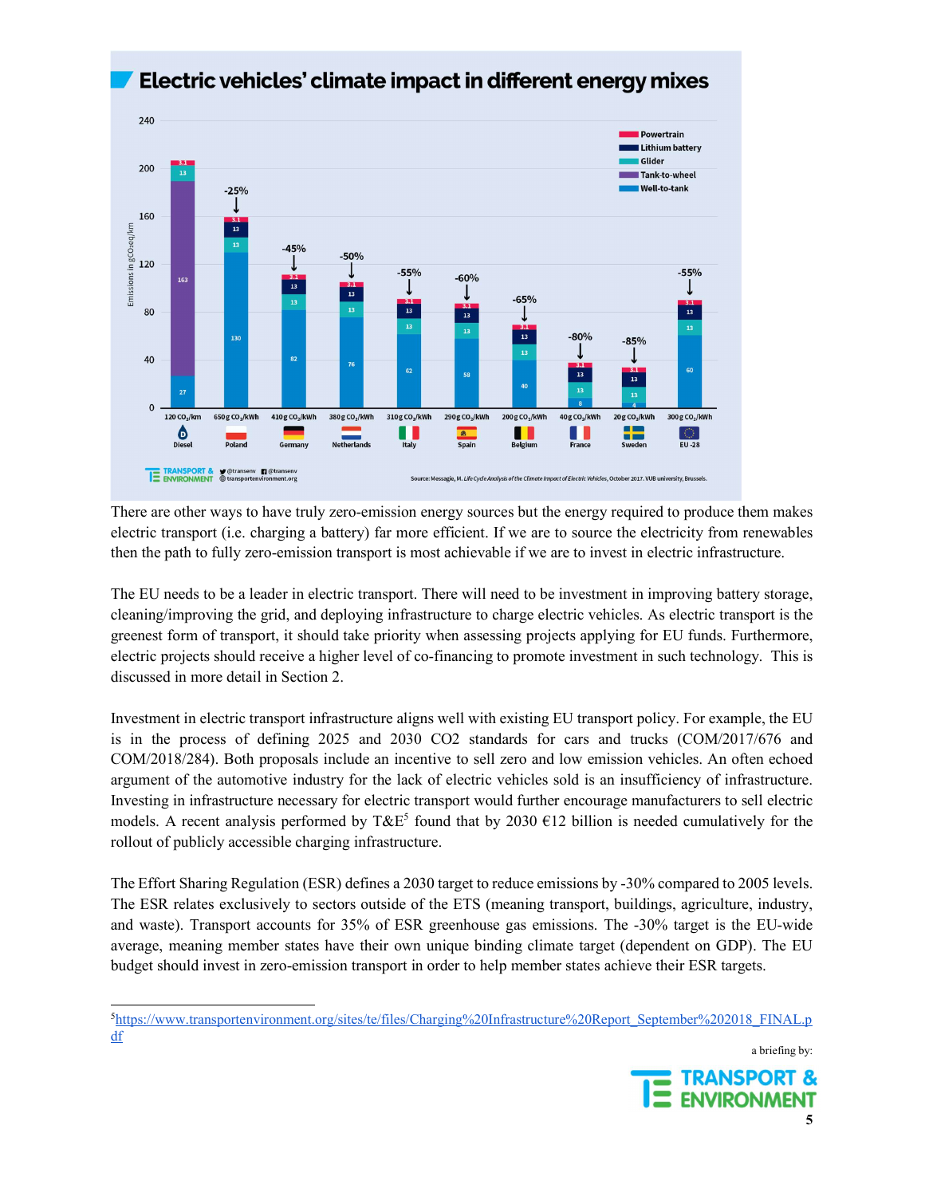## Electric vehicles' climate impact in different energy mixes

240
200
160
120
80
40
0

Emissions in gCO2eq/km

Powertrain
Lithium battery
Glider
Tank-to-wheel
Well-to-tank

-25%
-45%
-50%
-55%
-60%
-65%
-80%
-85%
-55%

3.1
13
163
27
130
82
76
62
58
40
8
4
60

120 CO₂/km Diesel
650g CO₂/kWh Poland
410g CO₂/kWh Germany
380g CO₂/kWh Netherlands
310g CO₂/kWh Italy
290g CO₂/kWh Spain
200g CO₂/kWh Belgium
40g CO₂/kWh France
20g CO₂/kWh Sweden
300g CO₂/kWh EU-28

TRANSPORT & ENVIRONMENT @transenv @transenv transportenvironment.org

Source: Messagie, M. *Life Cycle Analysis of the Climate Impact of Electric Vehicles*, October 2017. VUB university, Brussels.

There are other ways to have truly zero-emission energy sources but the energy required to produce them makes electric transport (i.e. charging a battery) far more efficient. If we are to source the electricity from renewables then the path to fully zero-emission transport is most achievable if we are to invest in electric infrastructure.

The EU needs to be a leader in electric transport. There will need to be investment in improving battery storage, cleaning/improving the grid, and deploying infrastructure to charge electric vehicles. As electric transport is the greenest form of transport, it should take priority when assessing projects applying for EU funds. Furthermore, electric projects should receive a higher level of co-financing to promote investment in such technology. This is discussed in more detail in Section 2.

Investment in electric transport infrastructure aligns well with existing EU transport policy. For example, the EU is in the process of defining 2025 and 2030 CO2 standards for cars and trucks (COM/2017/676 and COM/2018/284). Both proposals include an incentive to sell zero and low emission vehicles. An often echoed argument of the automotive industry for the lack of electric vehicles sold is an insufficiency of infrastructure. Investing in infrastructure necessary for electric transport would further encourage manufacturers to sell electric models. A recent analysis performed by T&E[5] found that by 2030 €12 billion is needed cumulatively for the rollout of publicly accessible charging infrastructure.

The Effort Sharing Regulation (ESR) defines a 2030 target to reduce emissions by -30% compared to 2005 levels. The ESR relates exclusively to sectors outside of the ETS (meaning transport, buildings, agriculture, industry, and waste). Transport accounts for 35% of ESR greenhouse gas emissions. The -30% target is the EU-wide average, meaning member states have their own unique binding climate target (dependent on GDP). The EU budget should invest in zero-emission transport in order to help member states achieve their ESR targets.

---

[5] https://www.transportenvironment.org/sites/te/files/Charging%20Infrastructure%20Report_September%202018_FINAL.pdf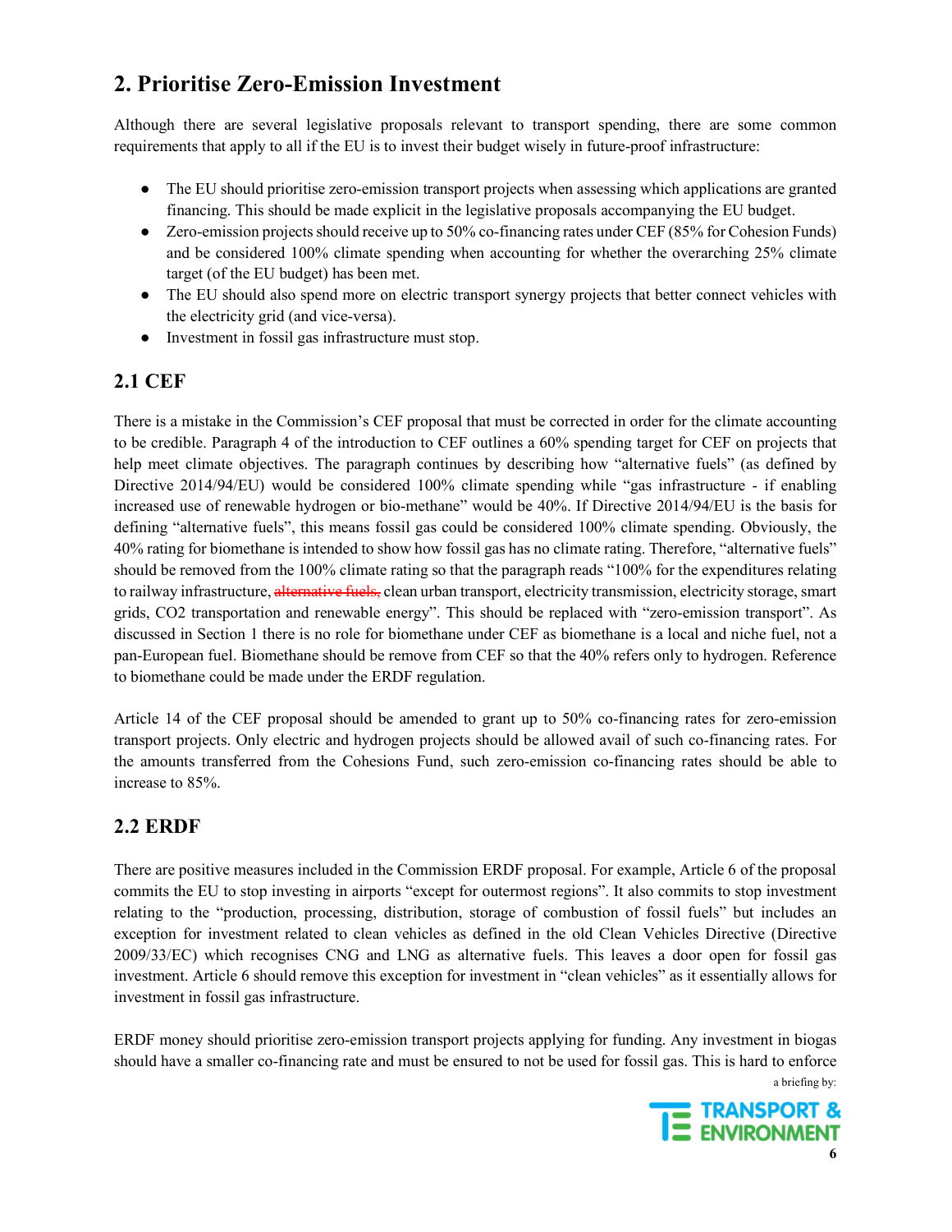## 2. Prioritise Zero-Emission Investment

Although there are several legislative proposals relevant to transport spending, there are some common requirements that apply to all if the EU is to invest their budget wisely in future-proof infrastructure:

- The EU should prioritise zero-emission transport projects when assessing which applications are granted financing. This should be made explicit in the legislative proposals accompanying the EU budget.
- Zero-emission projects should receive up to 50% co-financing rates under CEF (85% for Cohesion Funds) and be considered 100% climate spending when accounting for whether the overarching 25% climate target (of the EU budget) has been met.
- The EU should also spend more on electric transport synergy projects that better connect vehicles with the electricity grid (and vice-versa).
- Investment in fossil gas infrastructure must stop.

### 2.1 CEF

There is a mistake in the Commission's CEF proposal that must be corrected in order for the climate accounting to be credible. Paragraph 4 of the introduction to CEF outlines a 60% spending target for CEF on projects that help meet climate objectives. The paragraph continues by describing how "alternative fuels" (as defined by Directive 2014/94/EU) would be considered 100% climate spending while "gas infrastructure - if enabling increased use of renewable hydrogen or bio-methane" would be 40%. If Directive 2014/94/EU is the basis for defining "alternative fuels", this means fossil gas could be considered 100% climate spending. Obviously, the 40% rating for biomethane is intended to show how fossil gas has no climate rating. Therefore, "alternative fuels" should be removed from the 100% climate rating so that the paragraph reads "100% for the expenditures relating to railway infrastructure, ~~alternative fuels,~~ clean urban transport, electricity transmission, electricity storage, smart grids, CO2 transportation and renewable energy". This should be replaced with "zero-emission transport". As discussed in Section 1 there is no role for biomethane under CEF as biomethane is a local and niche fuel, not a pan-European fuel. Biomethane should be remove from CEF so that the 40% refers only to hydrogen. Reference to biomethane could be made under the ERDF regulation.

Article 14 of the CEF proposal should be amended to grant up to 50% co-financing rates for zero-emission transport projects. Only electric and hydrogen projects should be allowed avail of such co-financing rates. For the amounts transferred from the Cohesions Fund, such zero-emission co-financing rates should be able to increase to 85%.

### 2.2 ERDF

There are positive measures included in the Commission ERDF proposal. For example, Article 6 of the proposal commits the EU to stop investing in airports "except for outermost regions". It also commits to stop investment relating to the "production, processing, distribution, storage of combustion of fossil fuels" but includes an exception for investment related to clean vehicles as defined in the old Clean Vehicles Directive (Directive 2009/33/EC) which recognises CNG and LNG as alternative fuels. This leaves a door open for fossil gas investment. Article 6 should remove this exception for investment in "clean vehicles" as it essentially allows for investment in fossil gas infrastructure.

ERDF money should prioritise zero-emission transport projects applying for funding. Any investment in biogas should have a smaller co-financing rate and must be ensured to not be used for fossil gas. This is hard to enforce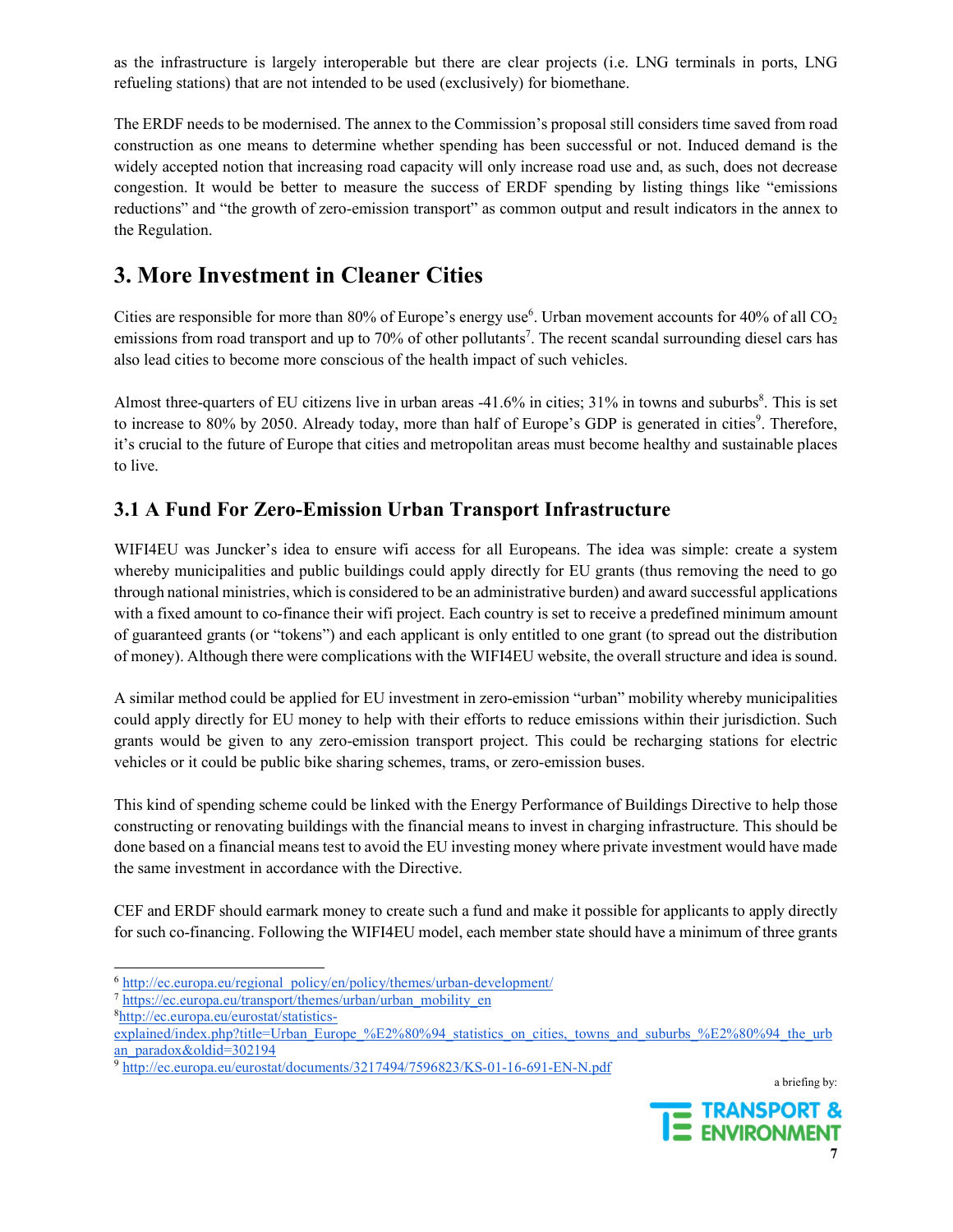as the infrastructure is largely interoperable but there are clear projects (i.e. LNG terminals in ports, LNG refueling stations) that are not intended to be used (exclusively) for biomethane.

The ERDF needs to be modernised. The annex to the Commission's proposal still considers time saved from road construction as one means to determine whether spending has been successful or not. Induced demand is the widely accepted notion that increasing road capacity will only increase road use and, as such, does not decrease congestion. It would be better to measure the success of ERDF spending by listing things like "emissions reductions" and "the growth of zero-emission transport" as common output and result indicators in the annex to the Regulation.

## 3. More Investment in Cleaner Cities

Cities are responsible for more than 80% of Europe's energy use[6]. Urban movement accounts for 40% of all $CO_2$ emissions from road transport and up to 70% of other pollutants[7]. The recent scandal surrounding diesel cars has also lead cities to become more conscious of the health impact of such vehicles.

Almost three-quarters of EU citizens live in urban areas -41.6% in cities; 31% in towns and suburbs[8]. This is set to increase to 80% by 2050. Already today, more than half of Europe's GDP is generated in cities[9]. Therefore, it's crucial to the future of Europe that cities and metropolitan areas must become healthy and sustainable places to live.

### 3.1 A Fund For Zero-Emission Urban Transport Infrastructure

WIFI4EU was Juncker's idea to ensure wifi access for all Europeans. The idea was simple: create a system whereby municipalities and public buildings could apply directly for EU grants (thus removing the need to go through national ministries, which is considered to be an administrative burden) and award successful applications with a fixed amount to co-finance their wifi project. Each country is set to receive a predefined minimum amount of guaranteed grants (or "tokens") and each applicant is only entitled to one grant (to spread out the distribution of money). Although there were complications with the WIFI4EU website, the overall structure and idea is sound.

A similar method could be applied for EU investment in zero-emission "urban" mobility whereby municipalities could apply directly for EU money to help with their efforts to reduce emissions within their jurisdiction. Such grants would be given to any zero-emission transport project. This could be recharging stations for electric vehicles or it could be public bike sharing schemes, trams, or zero-emission buses.

This kind of spending scheme could be linked with the Energy Performance of Buildings Directive to help those constructing or renovating buildings with the financial means to invest in charging infrastructure. This should be done based on a financial means test to avoid the EU investing money where private investment would have made the same investment in accordance with the Directive.

CEF and ERDF should earmark money to create such a fund and make it possible for applicants to apply directly for such co-financing. Following the WIFI4EU model, each member state should have a minimum of three grants

---

[6] http://ec.europa.eu/regional_policy/en/policy/themes/urban-development/

[7] https://ec.europa.eu/transport/themes/urban/urban_mobility_en

[8] http://ec.europa.eu/eurostat/statistics-explained/index.php?title=Urban_Europe_%E2%80%94_statistics_on_cities,_towns_and_suburbs_%E2%80%94_the_urban_paradox&oldid=302194

[9] http://ec.europa.eu/eurostat/documents/3217494/7596823/KS-01-16-691-EN-N.pdf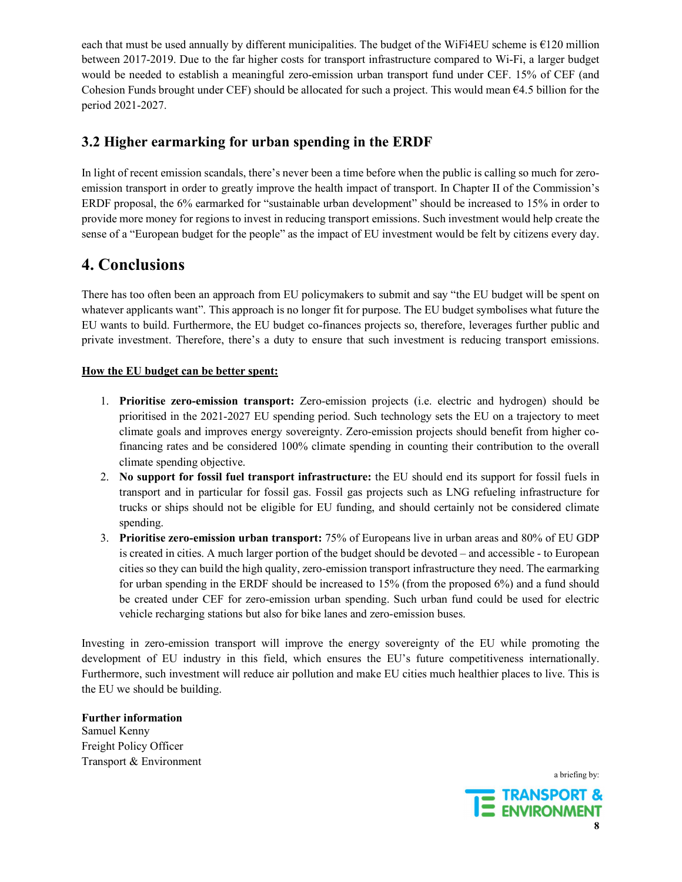each that must be used annually by different municipalities. The budget of the WiFi4EU scheme is €120 million between 2017-2019. Due to the far higher costs for transport infrastructure compared to Wi-Fi, a larger budget would be needed to establish a meaningful zero-emission urban transport fund under CEF. 15% of CEF (and Cohesion Funds brought under CEF) should be allocated for such a project. This would mean €4.5 billion for the period 2021-2027.

### 3.2 Higher earmarking for urban spending in the ERDF

In light of recent emission scandals, there's never been a time before when the public is calling so much for zero-emission transport in order to greatly improve the health impact of transport. In Chapter II of the Commission's ERDF proposal, the 6% earmarked for "sustainable urban development" should be increased to 15% in order to provide more money for regions to invest in reducing transport emissions. Such investment would help create the sense of a "European budget for the people" as the impact of EU investment would be felt by citizens every day.

## 4. Conclusions

There has too often been an approach from EU policymakers to submit and say "the EU budget will be spent on whatever applicants want". This approach is no longer fit for purpose. The EU budget symbolises what future the EU wants to build. Furthermore, the EU budget co-finances projects so, therefore, leverages further public and private investment. Therefore, there's a duty to ensure that such investment is reducing transport emissions.

**How the EU budget can be better spent:**

1. **Prioritise zero-emission transport:** Zero-emission projects (i.e. electric and hydrogen) should be prioritised in the 2021-2027 EU spending period. Such technology sets the EU on a trajectory to meet climate goals and improves energy sovereignty. Zero-emission projects should benefit from higher co-financing rates and be considered 100% climate spending in counting their contribution to the overall climate spending objective.
2. **No support for fossil fuel transport infrastructure:** the EU should end its support for fossil fuels in transport and in particular for fossil gas. Fossil gas projects such as LNG refueling infrastructure for trucks or ships should not be eligible for EU funding, and should certainly not be considered climate spending.
3. **Prioritise zero-emission urban transport:** 75% of Europeans live in urban areas and 80% of EU GDP is created in cities. A much larger portion of the budget should be devoted – and accessible - to European cities so they can build the high quality, zero-emission transport infrastructure they need. The earmarking for urban spending in the ERDF should be increased to 15% (from the proposed 6%) and a fund should be created under CEF for zero-emission urban spending. Such urban fund could be used for electric vehicle recharging stations but also for bike lanes and zero-emission buses.

Investing in zero-emission transport will improve the energy sovereignty of the EU while promoting the development of EU industry in this field, which ensures the EU's future competitiveness internationally. Furthermore, such investment will reduce air pollution and make EU cities much healthier places to live. This is the EU we should be building.

**Further information**
Samuel Kenny
Freight Policy Officer
Transport & Environment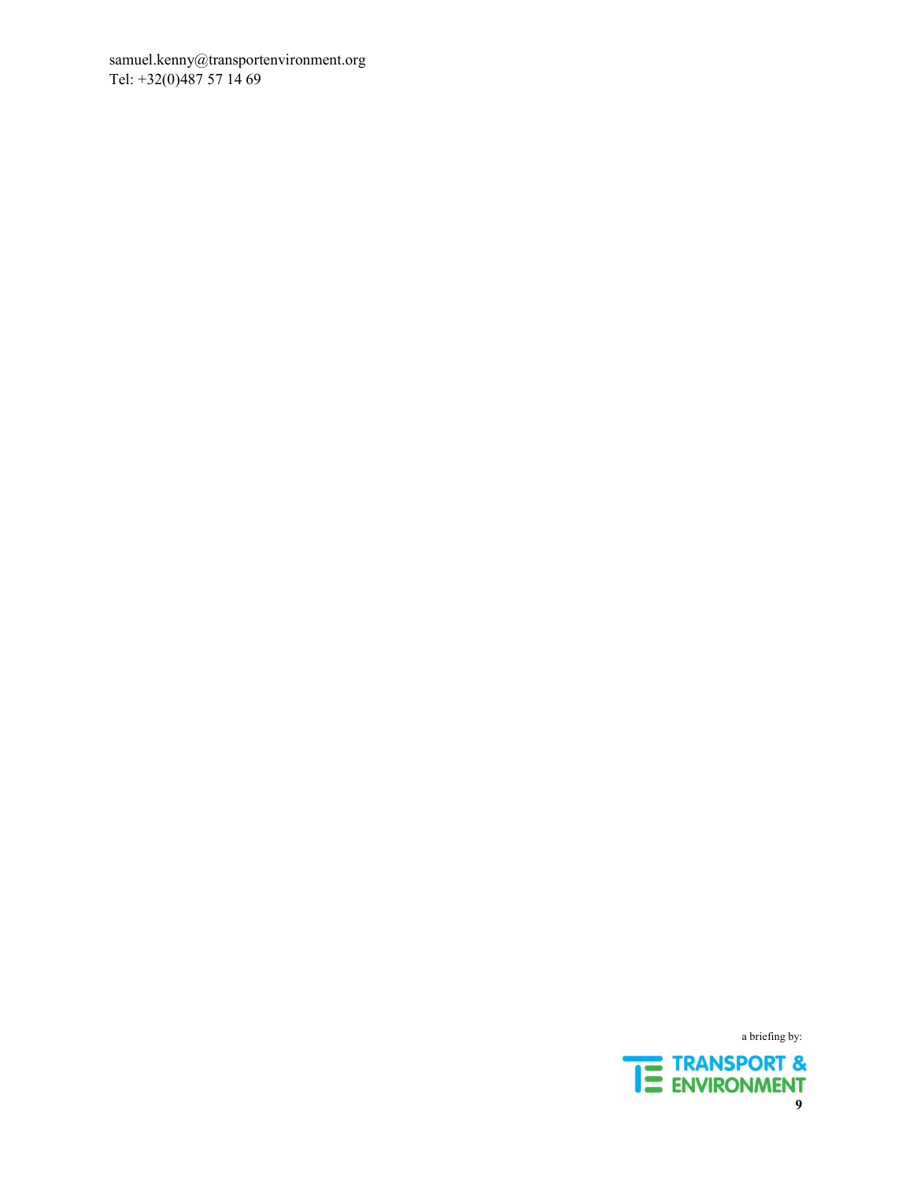samuel.kenny@transportenvironment.org
Tel: +32(0)487 57 14 69

a briefing by:

TRANSPORT & ENVIRONMENT